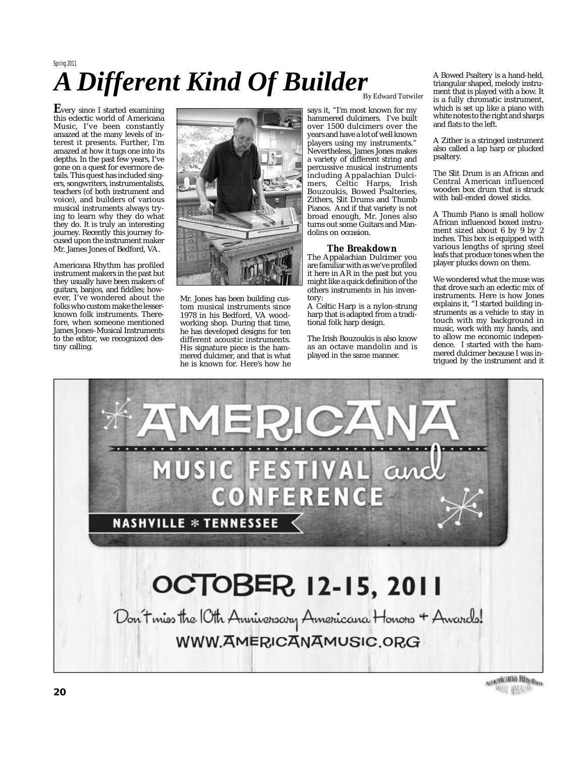Spring 2011

# A Different Kind Of Builder

By Edward Tutwiler

Every since I started examining this eclectic world of Americana Music, I've been constantly amazed at the many levels of interest it presents. Further, I'm amazed at how it tugs one into its depths. In the past few years, I've gone on a quest for evermore details. This quest has included singers, songwriters, instrumentalists, teachers (of both instrument and voice), and builders of various musical instruments always trying to learn why they do what they do. It is truly an interesting journey. Recently this journey focused upon the instrument maker Mr. James Jones of Bedford, VA.

Americana Rhythm has profiled instrument makers in the past but they usually have been makers of guitars, banjos, and fiddles; however, I've wondered about the folks who custom make the lesser-known folk instruments. Therefore, when someone mentioned James Jones–Musical Instruments to the editor, we recognized destiny calling.

Mr. Jones has been building custom musical instruments since 1978 in his Bedford, VA woodworking shop. During that time, he has developed designs for ten different acoustic instruments. His signature piece is the hammered dulcimer, and that is what he is known for. Here's how he says it, "I'm most known for my hammered dulcimers. I've built over 1500 dulcimers over the years and have a lot of well known players using my instruments." Nevertheless, James Jones makes a variety of different string and percussive musical instruments including Appalachian Dulcimers, Celtic Harps, Irish Bouzoukis, Bowed Psalteries, Zithers, Slit Drums and Thumb Pianos. And if that variety is not broad enough, Mr. Jones also turns out some Guitars and Mandolins on occasion.

### The Breakdown

The Appalachian Dulcimer you are familiar with as we've profiled it here in AR in the past but you might like a quick definition of the others instruments in his inventory:

A Celtic Harp is a nylon-strung harp that is adapted from a traditional folk harp design.

The Irish Bouzoukis is also know as an octave mandolin and is played in the same manner.

A Bowed Psaltery is a hand-held, triangular shaped, melody instrument that is played with a bow. It is a fully chromatic instrument, which is set up like a piano with white notes to the right and sharps and flats to the left.

A Zither is a stringed instrument also called a lap harp or plucked psaltery.

The Slit Drum is an African and Central American influenced wooden box drum that is struck with ball-ended dowel sticks.

A Thumb Piano is small hollow African influenced boxed instrument sized about 6 by 9 by 2 inches. This box is equipped with various lengths of spring steel leafs that produce tones when the player plucks down on them.

We wondered what the muse was that drove such an eclectic mix of instruments. Here is how Jones explains it, "I started building instruments as a vehicle to stay in touch with my background in music, work with my hands, and to allow me economic independence. I started with the hammered dulcimer because I was intrigued by the instrument and it

AMERICANA MUSIC FESTIVAL and CONFERENCE

NASHVILLE * TENNESSEE

OCTOBER 12-15, 2011

Don't miss the 10th Anniversary Americana Honors + Awards!

WWW.AMERICANAMUSIC.ORG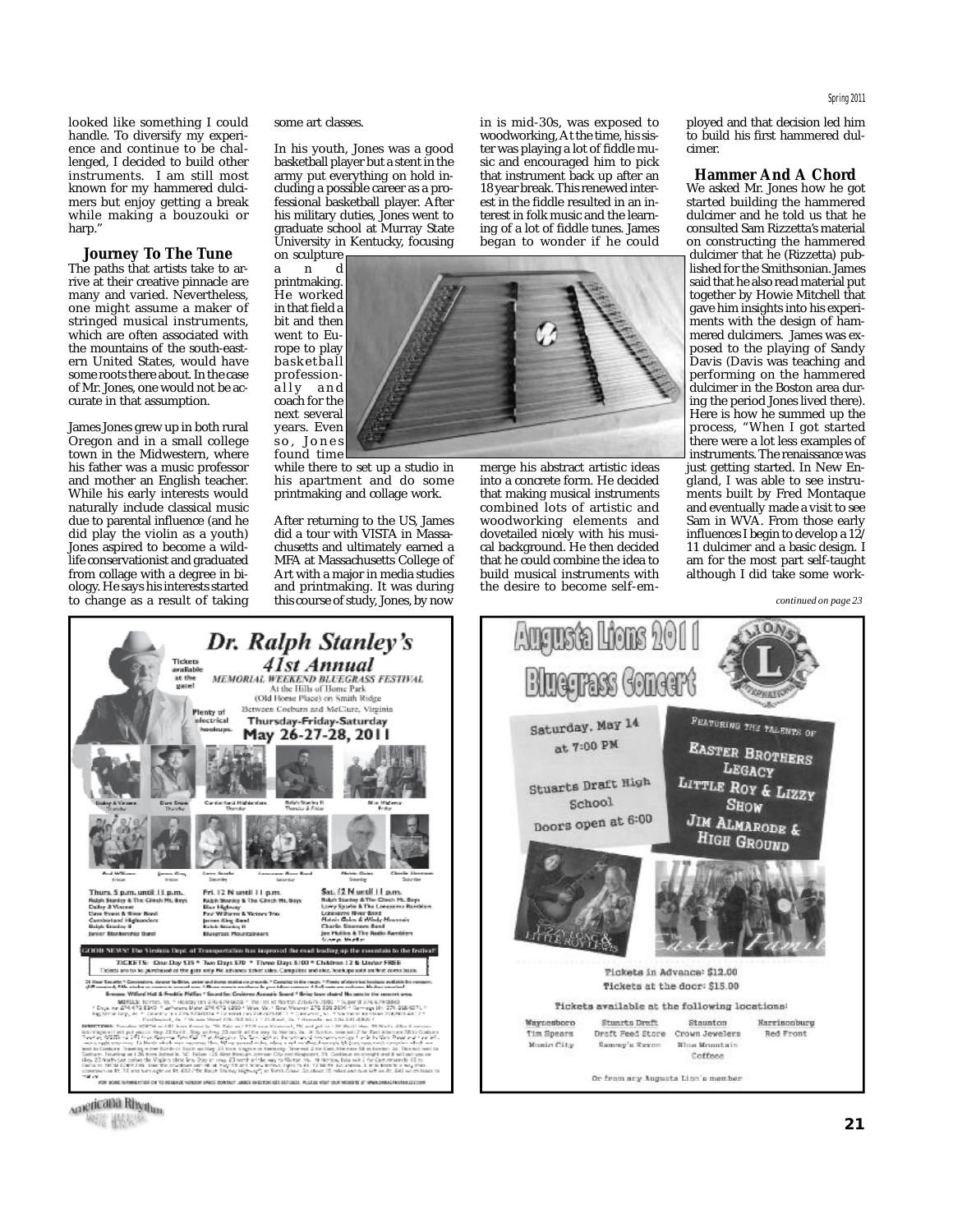looked like something I could handle. To diversify my experience and continue to be challenged, I decided to build other instruments. I am still most known for my hammered dulcimers but enjoy getting a break while making a bouzouki or harp."

### Journey To The Tune

The paths that artists take to arrive at their creative pinnacle are many and varied. Nevertheless, one might assume a maker of stringed musical instruments, which are often associated with the mountains of the south-eastern United States, would have some roots there about. In the case of Mr. Jones, one would not be accurate in that assumption.

James Jones grew up in both rural Oregon and in a small college town in the Midwestern, where his father was a music professor and mother an English teacher. While his early interests would naturally include classical music due to parental influence (and he did play the violin as a youth) Jones aspired to become a wildlife conservationist and graduated from collage with a degree in biology. He says his interests started to change as a result of taking some art classes.

In his youth, Jones was a good basketball player but a stent in the army put everything on hold including a possible career as a professional basketball player. After his military duties, Jones went to graduate school at Murray State University in Kentucky, focusing on sculpture and printmaking. He worked in that field a bit and then went to Europe to play basketball professionally and coach for the next several years. Even so, Jones found time while there to set up a studio in his apartment and do some printmaking and collage work.

After returning to the US, James did a tour with VISTA in Massachusetts and ultimately earned a MFA at Massachusetts College of Art with a major in media studies and printmaking. It was during this course of study, Jones, by now in is mid-30s, was exposed to woodworking. At the time, his sister was playing a lot of fiddle music and encouraged him to pick that instrument back up after an 18 year break. This renewed interest in the fiddle resulted in an interest in folk music and the learning of a lot of fiddle tunes. James began to wonder if he could merge his abstract artistic ideas into a concrete form. He decided that making musical instruments combined lots of artistic and woodworking elements and dovetailed nicely with his musical background. He then decided that he could combine the idea to build musical instruments with the desire to become self-employed and that decision led him to build his first hammered dulcimer.

### Hammer And A Chord

We asked Mr. Jones how he got started building the hammered dulcimer and he told us that he consulted Sam Rizzetta's material on constructing the hammered dulcimer that he (Rizzetta) published for the Smithsonian. James said that he also read material put together by Howie Mitchell that gave him insights into his experiments with the design of hammered dulcimers. James was exposed to the playing of Sandy Davis (Davis was teaching and performing on the hammered dulcimer in the Boston area during the period Jones lived there). Here is how he summed up the process, "When I got started there were a lot less examples of instruments. The renaissance was just getting started. In New England, I was able to see instruments built by Fred Montaque and eventually made a visit to see Sam in WVA. From those early influences I begin to develop a 12/11 dulcimer and a basic design. I am for the most part self-taught although I did take some work-

*continued on page 23*

**Dr. Ralph Stanley's 41st Annual MEMORIAL WEEKEND BLUEGRASS FESTIVAL**

At the Hills of Home Park (Old Home Place) on Smith Ridge Between Coeburn and McClure, Virginia

Thursday-Friday-Saturday May 26-27-28, 2011

Tickets available at the gate! Plenty of electrical hookups.

Thurs. 5 p.m. until 11 p.m.

Fri. 12 N until 11 p.m.

Sat. 12 N until 11 p.m.

GOOD NEWS! The Virginia Dept. of Transportation has improved the road leading up the mountain to the festival!

TICKETS: One Day $35 * Two Days $70 * Three Days $100 * Children 12 & Under FREE

**Augusta Lions 2011 Bluegrass Concert**

Saturday, May 14 at 7:00 PM

Stuarts Draft High School

Doors open at 6:00

FEATURING THE TALENTS OF

EASTER BROTHERS LEGACY

LITTLE ROY & LIZZY SHOW

JIM ALMARODE & HIGH GROUND

Tickets in Advance: $12.00

Tickets at the door: $15.00

Tickets available at the following locations:

| Waynesboro | Stuarts Draft | Staunton | Harrisonburg |
|---|---|---|---|
| Tim Spears | Draft Feed Store | Crown Jewelers | Red Front |
| Music City | Sammy's Rexnn | Blue Mountain Coffees | |

Or from any Augusta Lion's member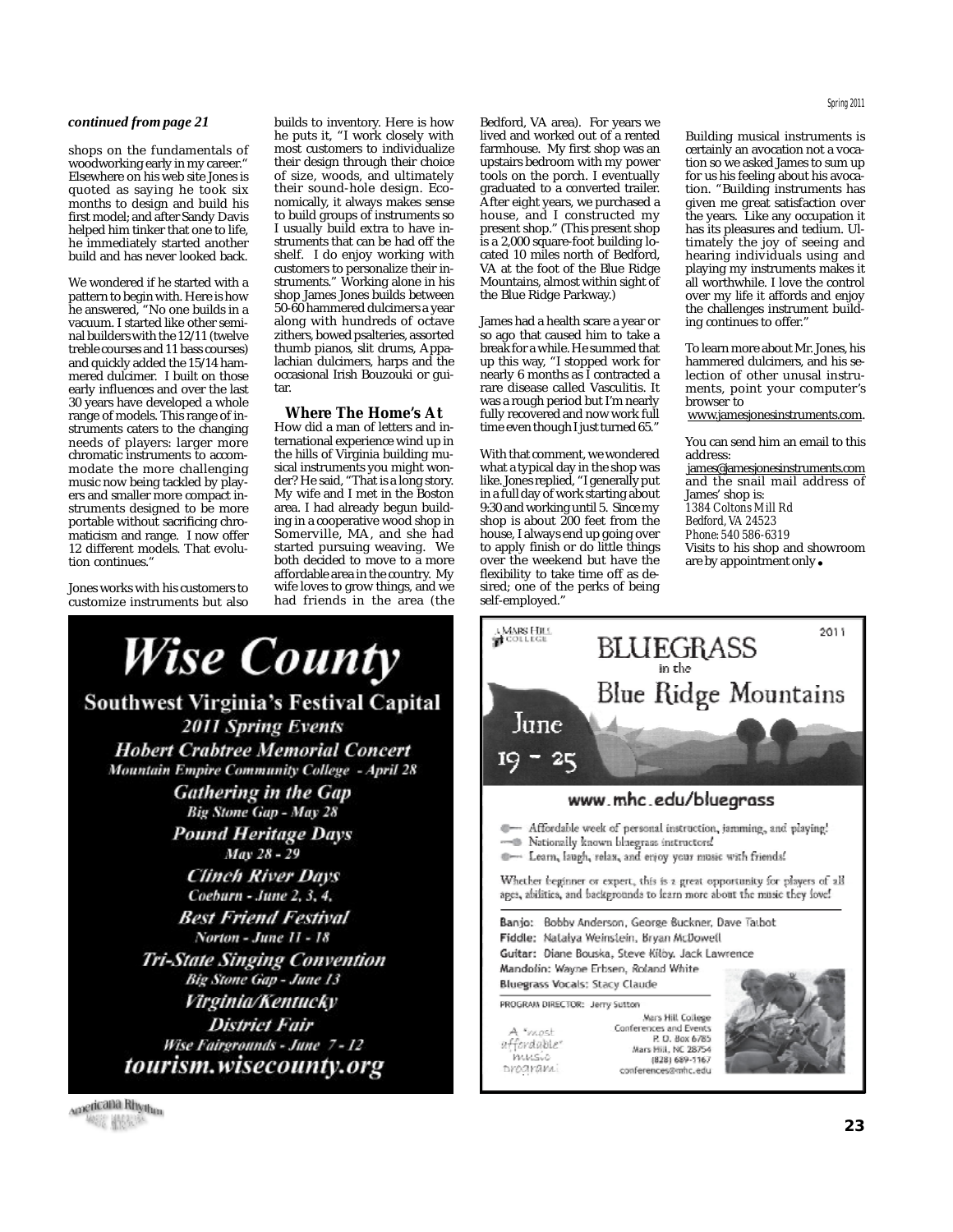***continued from page 21***

shops on the fundamentals of woodworking early in my career." Elsewhere on his web site Jones is quoted as saying he took six months to design and build his first model; and after Sandy Davis helped him tinker that one to life, he immediately started another build and has never looked back.

We wondered if he started with a pattern to begin with. Here is how he answered, "No one builds in a vacuum. I started like other seminal builders with the 12/11 (twelve treble courses and 11 bass courses) and quickly added the 15/14 hammered dulcimer. I built on those early influences and over the last 30 years have developed a whole range of models. This range of instruments caters to the changing needs of players: larger more chromatic instruments to accommodate the more challenging music now being tackled by players and smaller more compact instruments designed to be more portable without sacrificing chromaticism and range. I now offer 12 different models. That evolution continues."

Jones works with his customers to customize instruments but also builds to inventory. Here is how he puts it, "I work closely with most customers to individualize their design through their choice of size, woods, and ultimately their sound-hole design. Economically, it always makes sense to build groups of instruments so I usually build extra to have instruments that can be had off the shelf. I do enjoy working with customers to personalize their instruments." Working alone in his shop James Jones builds between 50-60 hammered dulcimers a year along with hundreds of octave zithers, bowed psalteries, assorted thumb pianos, slit drums, Appalachian dulcimers, harps and the occasional Irish Bouzouki or guitar.

### Where The Home's At

How did a man of letters and international experience wind up in the hills of Virginia building musical instruments you might wonder? He said, "That is a long story. My wife and I met in the Boston area. I had already begun building in a cooperative wood shop in Somerville, MA, and she had started pursuing weaving. We both decided to move to a more affordable area in the country. My wife loves to grow things, and we had friends in the area (the Bedford, VA area). For years we lived and worked out of a rented farmhouse. My first shop was an upstairs bedroom with my power tools on the porch. I eventually graduated to a converted trailer. After eight years, we purchased a house, and I constructed my present shop." (This present shop is a 2,000 square-foot building located 10 miles north of Bedford, VA at the foot of the Blue Ridge Mountains, almost within sight of the Blue Ridge Parkway.)

James had a health scare a year or so ago that caused him to take a break for a while. He summed that up this way, "I stopped work for nearly 6 months as I contracted a rare disease called Vasculitis. It was a rough period but I'm nearly fully recovered and now work full time even though I just turned 65."

With that comment, we wondered what a typical day in the shop was like. Jones replied, "I generally put in a full day of work starting about 9:30 and working until 5. Since my shop is about 200 feet from the house, I always end up going over to apply finish or do little things over the weekend but have the flexibility to take time off as desired; one of the perks of being self-employed."

Building musical instruments is certainly an avocation not a vocation so we asked James to sum up for us his feeling about his avocation. "Building instruments has given me great satisfaction over the years. Like any occupation it has its pleasures and tedium. Ultimately the joy of seeing and hearing individuals using and playing my instruments makes it all worthwhile. I love the control over my life it affords and enjoy the challenges instrument building continues to offer."

To learn more about Mr. Jones, his hammered dulcimers, and his selection of other unusal instruments, point your computer's browser to www.jamesjonesinstruments.com.

You can send him an email to this address: james@jamesjonesinstruments.com and the snail mail address of James' shop is:
*1384 Coltons Mill Rd*
*Bedford, VA 24523*
*Phone: 540 586-6319*
Visits to his shop and showroom are by appointment only.

# Wise County

**Southwest Virginia's Festival Capital**

***2011 Spring Events***

***Hobert Crabtree Memorial Concert***
*Mountain Empire Community College - April 28*

***Gathering in the Gap***
*Big Stone Gap - May 28*

***Pound Heritage Days***
*May 28 - 29*

***Clinch River Days***
*Coeburn - June 2, 3, 4.*

***Best Friend Festival***
*Norton - June 11 - 18*

***Tri-State Singing Convention***
*Big Stone Gap - June 13*

***Virginia/Kentucky District Fair***
*Wise Fairgrounds - June 7 - 12*

***tourism.wisecounty.org***

Mars Hill College

2011

# BLUEGRASS in the Blue Ridge Mountains

June 19 - 25

www.mhc.edu/bluegrass

- Affordable week of personal instruction, jamming, and playing!
- Nationally known bluegrass instructors!
- Learn, laugh, relax, and enjoy your music with friends!

Whether beginner or expert, this is a great opportunity for players of all ages, abilities, and backgrounds to learn more about the music they love!

**Banjo:** Bobby Anderson, George Buckner, Dave Talbot
**Fiddle:** Natalya Weinstein, Bryan McDowell
**Guitar:** Diane Bouska, Steve Kilby, Jack Lawrence
**Mandolin:** Wayne Erbsen, Roland White
**Bluegrass Vocals:** Stacy Claude

PROGRAM DIRECTOR: Jerry Sutton

A "most affordable" music program!

Mars Hill College
Conferences and Events
P. O. Box 6785
Mars Hill, NC 28754
(828) 689-1167
conferences@mhc.edu